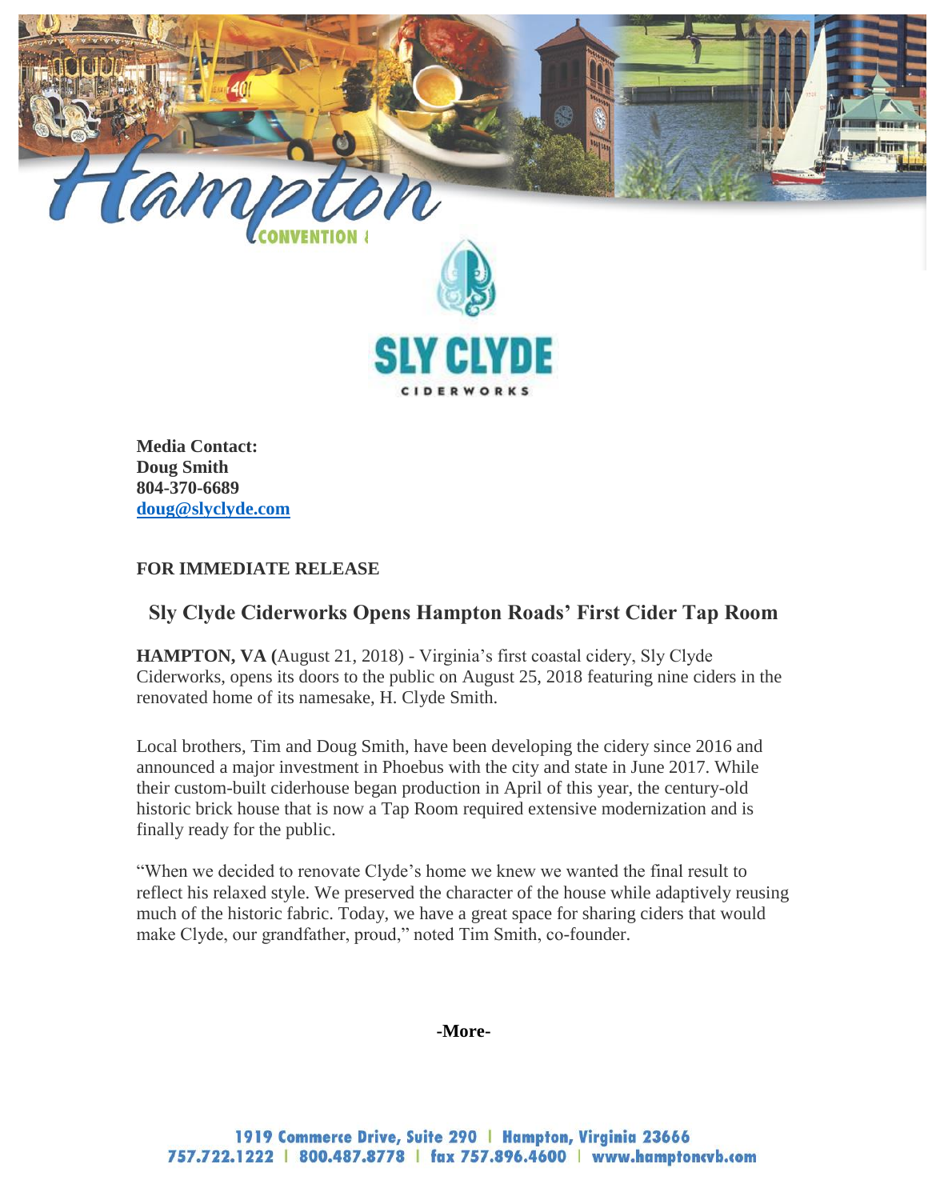Hampton

CONVENTION &

SLY CLYDE

CIDERWORKS

**Media Contact:**
**Doug Smith**
**804-370-6689**
**doug@slyclyde.com**

**FOR IMMEDIATE RELEASE**

## Sly Clyde Ciderworks Opens Hampton Roads' First Cider Tap Room

**HAMPTON, VA (**August 21, 2018) - Virginia's first coastal cidery, Sly Clyde Ciderworks, opens its doors to the public on August 25, 2018 featuring nine ciders in the renovated home of its namesake, H. Clyde Smith.

Local brothers, Tim and Doug Smith, have been developing the cidery since 2016 and announced a major investment in Phoebus with the city and state in June 2017. While their custom-built ciderhouse began production in April of this year, the century-old historic brick house that is now a Tap Room required extensive modernization and is finally ready for the public.

"When we decided to renovate Clyde's home we knew we wanted the final result to reflect his relaxed style. We preserved the character of the house while adaptively reusing much of the historic fabric. Today, we have a great space for sharing ciders that would make Clyde, our grandfather, proud," noted Tim Smith, co-founder.

**-More-**

1919 Commerce Drive, Suite 290 | Hampton, Virginia 23666
757.722.1222 | 800.487.8778 | fax 757.896.4600 | www.hamptoncvb.com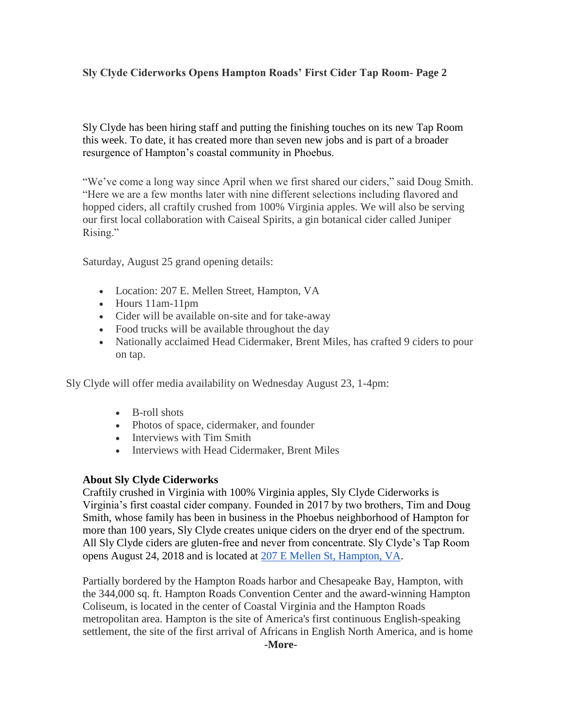**Sly Clyde Ciderworks Opens Hampton Roads' First Cider Tap Room- Page 2**

Sly Clyde has been hiring staff and putting the finishing touches on its new Tap Room this week. To date, it has created more than seven new jobs and is part of a broader resurgence of Hampton's coastal community in Phoebus.

"We've come a long way since April when we first shared our ciders," said Doug Smith. "Here we are a few months later with nine different selections including flavored and hopped ciders, all craftily crushed from 100% Virginia apples. We will also be serving our first local collaboration with Caiseal Spirits, a gin botanical cider called Juniper Rising."

Saturday, August 25 grand opening details:

- Location: 207 E. Mellen Street, Hampton, VA
- Hours 11am-11pm
- Cider will be available on-site and for take-away
- Food trucks will be available throughout the day
- Nationally acclaimed Head Cidermaker, Brent Miles, has crafted 9 ciders to pour on tap.

Sly Clyde will offer media availability on Wednesday August 23, 1-4pm:

- B-roll shots
- Photos of space, cidermaker, and founder
- Interviews with Tim Smith
- Interviews with Head Cidermaker, Brent Miles

**About Sly Clyde Ciderworks**
Craftily crushed in Virginia with 100% Virginia apples, Sly Clyde Ciderworks is Virginia's first coastal cider company. Founded in 2017 by two brothers, Tim and Doug Smith, whose family has been in business in the Phoebus neighborhood of Hampton for more than 100 years, Sly Clyde creates unique ciders on the dryer end of the spectrum. All Sly Clyde ciders are gluten-free and never from concentrate. Sly Clyde's Tap Room opens August 24, 2018 and is located at 207 E Mellen St, Hampton, VA.

Partially bordered by the Hampton Roads harbor and Chesapeake Bay, Hampton, with the 344,000 sq. ft. Hampton Roads Convention Center and the award-winning Hampton Coliseum, is located in the center of Coastal Virginia and the Hampton Roads metropolitan area. Hampton is the site of America's first continuous English-speaking settlement, the site of the first arrival of Africans in English North America, and is home

**-More-**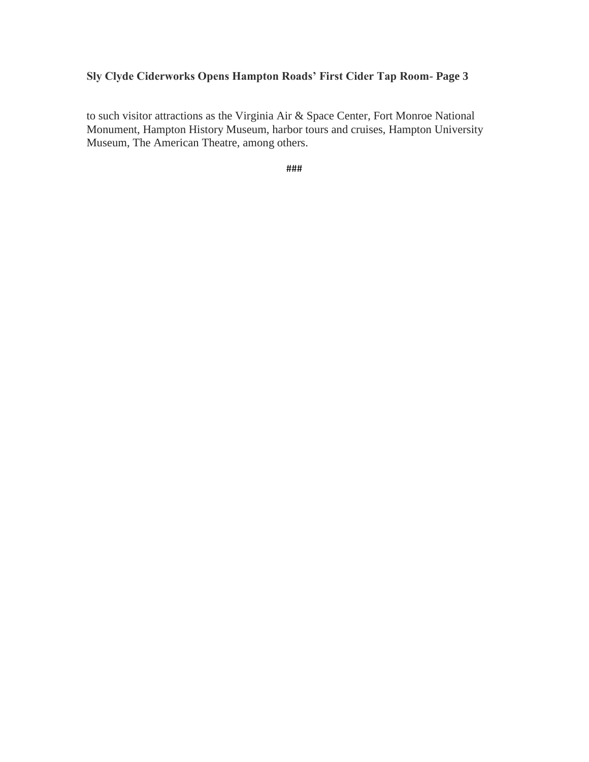to such visitor attractions as the Virginia Air & Space Center, Fort Monroe National Monument, Hampton History Museum, harbor tours and cruises, Hampton University Museum, The American Theatre, among others.

###